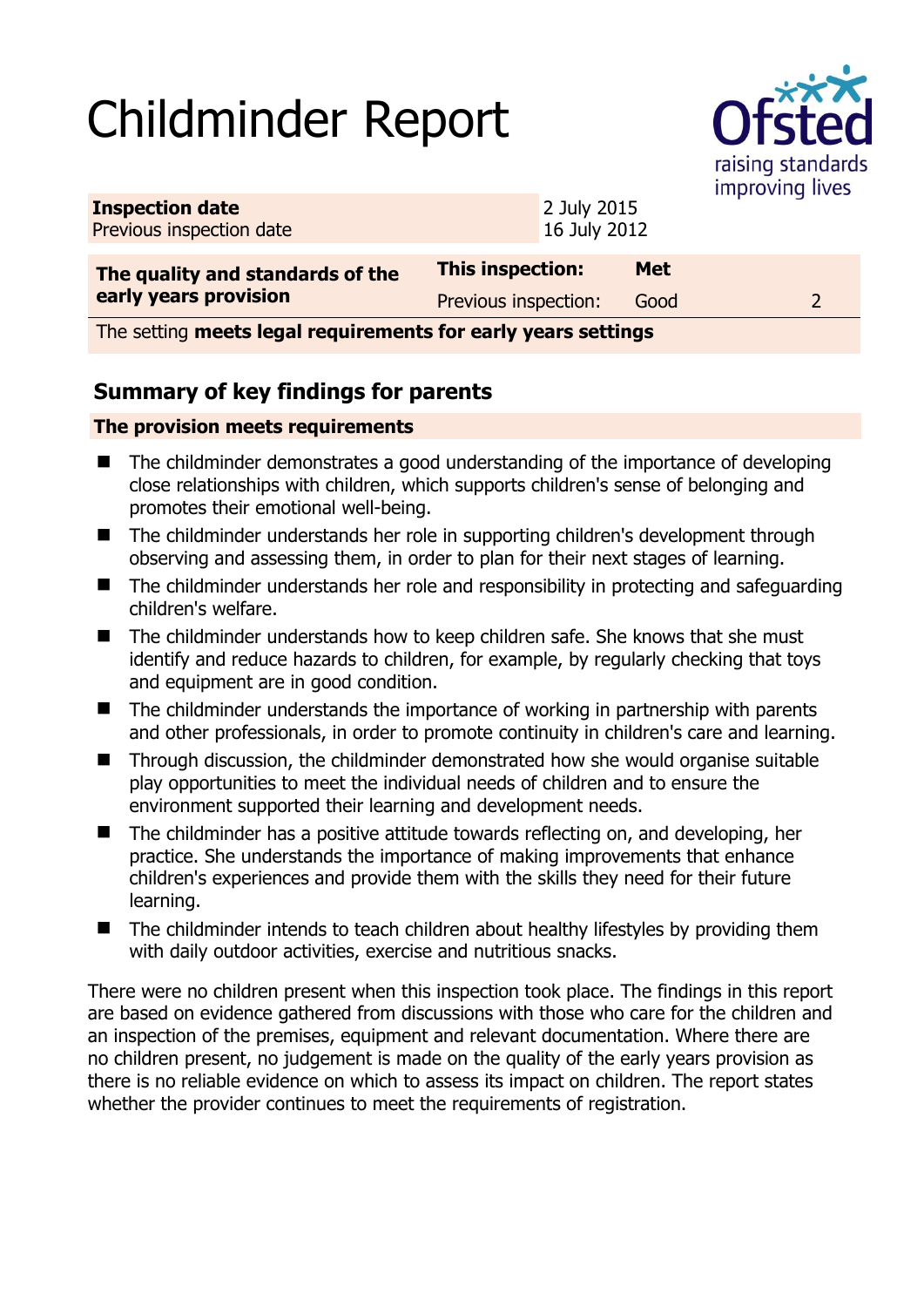# Childminder Report

| **Inspection date** | 2 July 2015 |
|---|---|
| Previous inspection date | 16 July 2012 |

| **The quality and standards of the early years provision** | **This inspection:** | **Met** | |
|---|---|---|---|
| | Previous inspection: | Good | 2 |
| The setting **meets legal requirements for early years settings** | | | |

## Summary of key findings for parents

**The provision meets requirements**

- The childminder demonstrates a good understanding of the importance of developing close relationships with children, which supports children's sense of belonging and promotes their emotional well-being.
- The childminder understands her role in supporting children's development through observing and assessing them, in order to plan for their next stages of learning.
- The childminder understands her role and responsibility in protecting and safeguarding children's welfare.
- The childminder understands how to keep children safe. She knows that she must identify and reduce hazards to children, for example, by regularly checking that toys and equipment are in good condition.
- The childminder understands the importance of working in partnership with parents and other professionals, in order to promote continuity in children's care and learning.
- Through discussion, the childminder demonstrated how she would organise suitable play opportunities to meet the individual needs of children and to ensure the environment supported their learning and development needs.
- The childminder has a positive attitude towards reflecting on, and developing, her practice. She understands the importance of making improvements that enhance children's experiences and provide them with the skills they need for their future learning.
- The childminder intends to teach children about healthy lifestyles by providing them with daily outdoor activities, exercise and nutritious snacks.

There were no children present when this inspection took place. The findings in this report are based on evidence gathered from discussions with those who care for the children and an inspection of the premises, equipment and relevant documentation. Where there are no children present, no judgement is made on the quality of the early years provision as there is no reliable evidence on which to assess its impact on children. The report states whether the provider continues to meet the requirements of registration.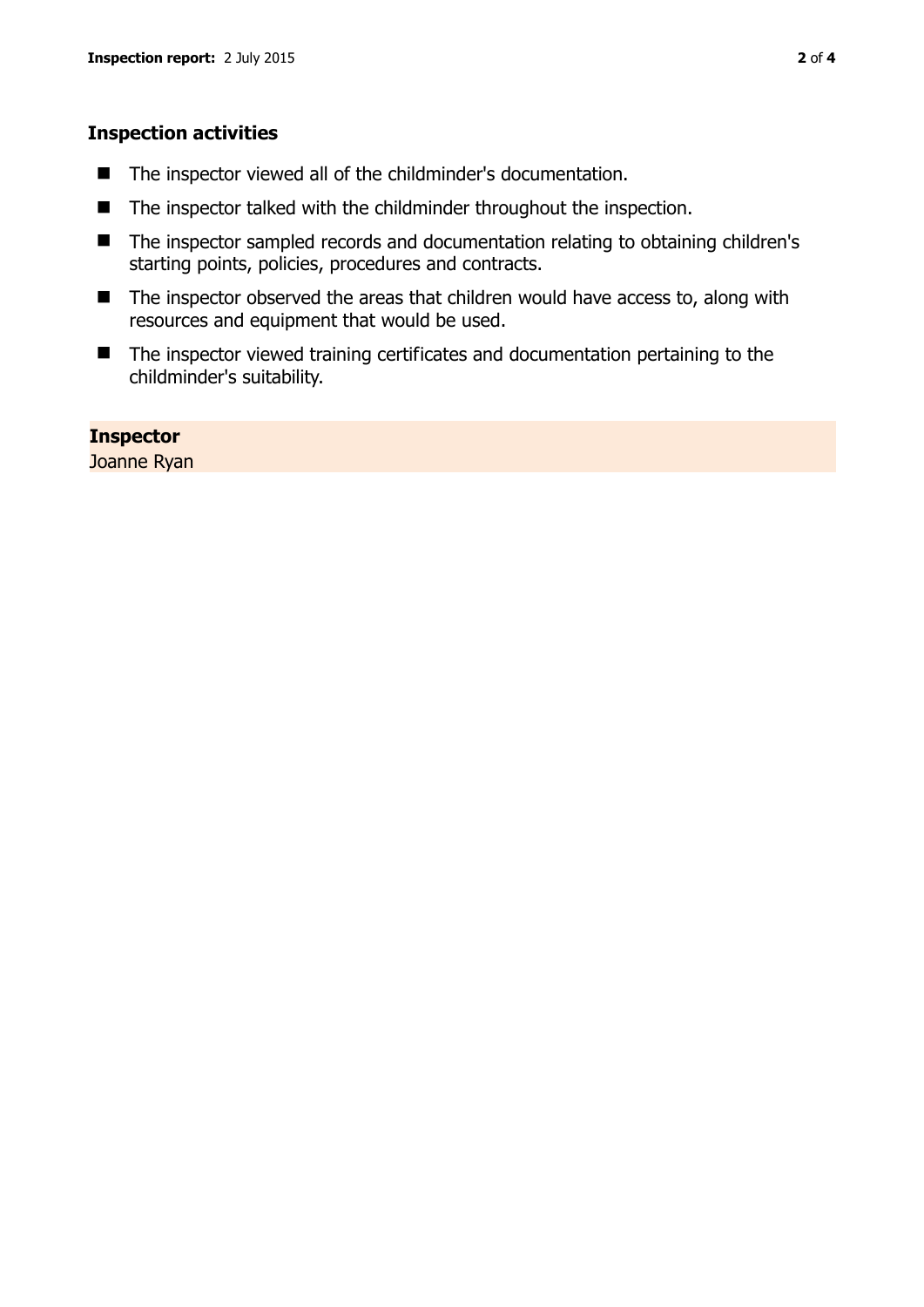### Inspection activities

- The inspector viewed all of the childminder's documentation.
- The inspector talked with the childminder throughout the inspection.
- The inspector sampled records and documentation relating to obtaining children's starting points, policies, procedures and contracts.
- The inspector observed the areas that children would have access to, along with resources and equipment that would be used.
- The inspector viewed training certificates and documentation pertaining to the childminder's suitability.

**Inspector**

Joanne Ryan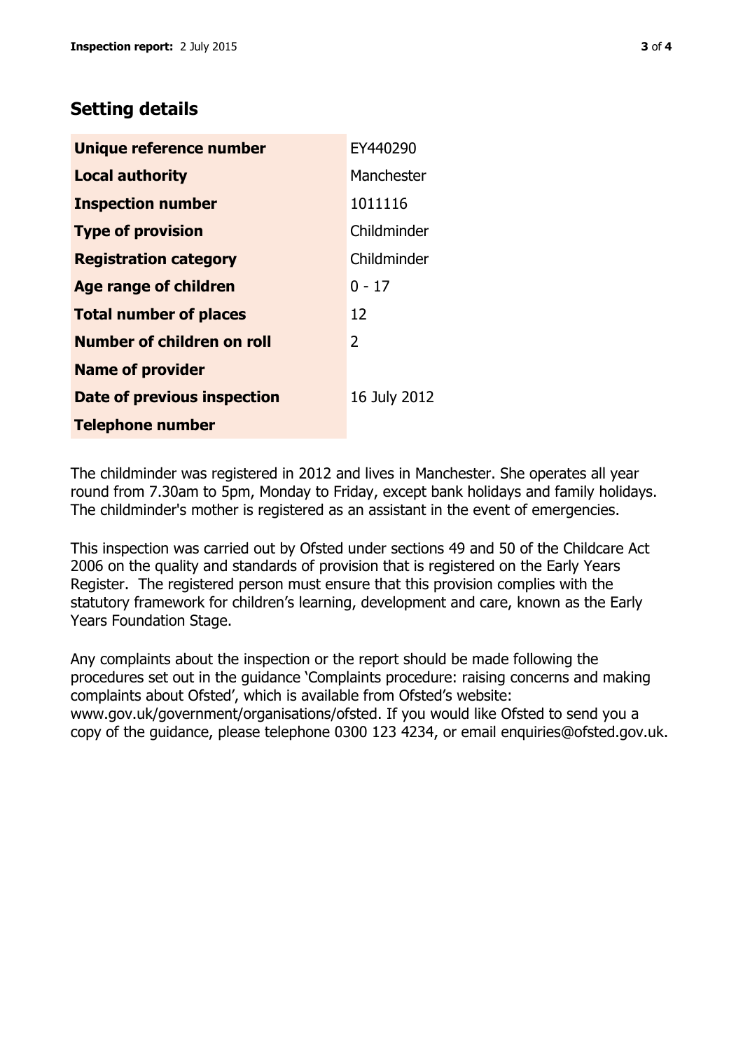## Setting details

| | |
|---|---|
| **Unique reference number** | EY440290 |
| **Local authority** | Manchester |
| **Inspection number** | 1011116 |
| **Type of provision** | Childminder |
| **Registration category** | Childminder |
| **Age range of children** | 0 - 17 |
| **Total number of places** | 12 |
| **Number of children on roll** | 2 |
| **Name of provider** | |
| **Date of previous inspection** | 16 July 2012 |
| **Telephone number** | |

The childminder was registered in 2012 and lives in Manchester. She operates all year round from 7.30am to 5pm, Monday to Friday, except bank holidays and family holidays. The childminder's mother is registered as an assistant in the event of emergencies.

This inspection was carried out by Ofsted under sections 49 and 50 of the Childcare Act 2006 on the quality and standards of provision that is registered on the Early Years Register. The registered person must ensure that this provision complies with the statutory framework for children's learning, development and care, known as the Early Years Foundation Stage.

Any complaints about the inspection or the report should be made following the procedures set out in the guidance 'Complaints procedure: raising concerns and making complaints about Ofsted', which is available from Ofsted's website: www.gov.uk/government/organisations/ofsted. If you would like Ofsted to send you a copy of the guidance, please telephone 0300 123 4234, or email enquiries@ofsted.gov.uk.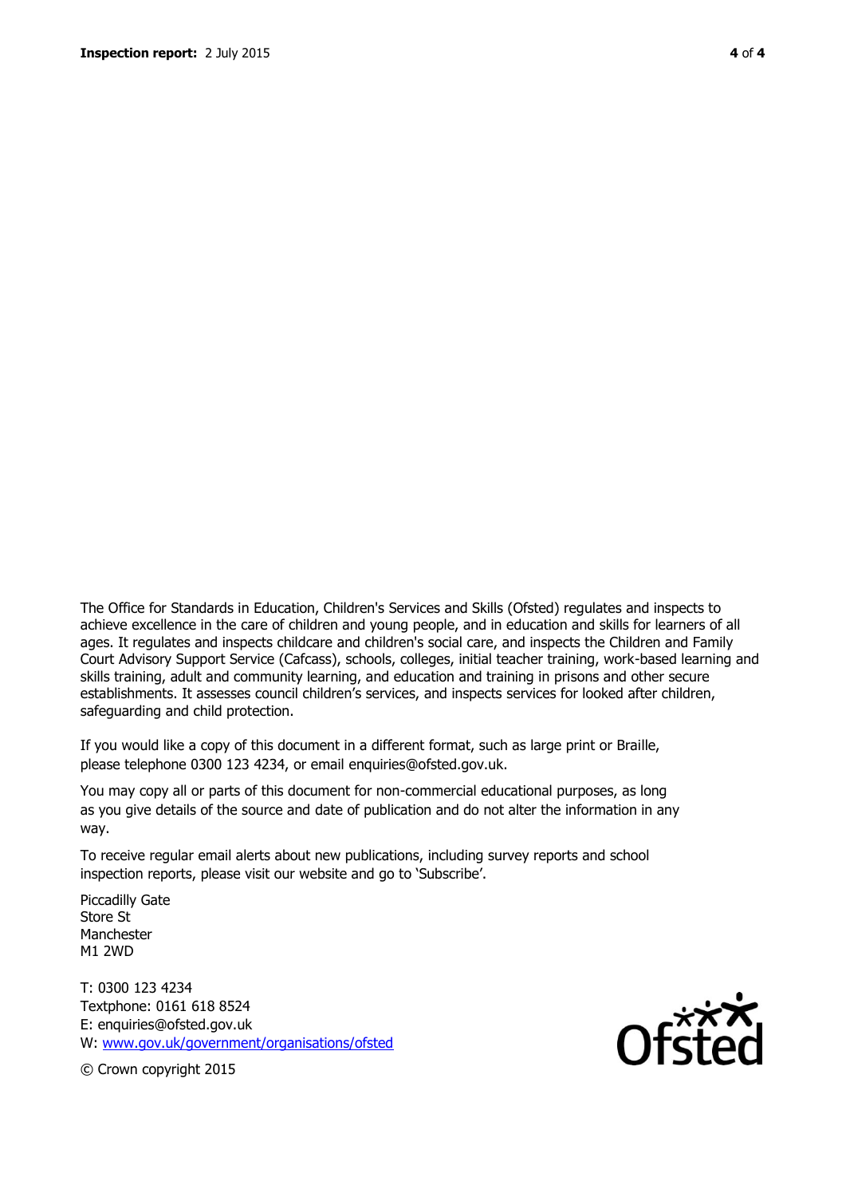The Office for Standards in Education, Children's Services and Skills (Ofsted) regulates and inspects to achieve excellence in the care of children and young people, and in education and skills for learners of all ages. It regulates and inspects childcare and children's social care, and inspects the Children and Family Court Advisory Support Service (Cafcass), schools, colleges, initial teacher training, work-based learning and skills training, adult and community learning, and education and training in prisons and other secure establishments. It assesses council children's services, and inspects services for looked after children, safeguarding and child protection.

If you would like a copy of this document in a different format, such as large print or Braille, please telephone 0300 123 4234, or email enquiries@ofsted.gov.uk.

You may copy all or parts of this document for non-commercial educational purposes, as long as you give details of the source and date of publication and do not alter the information in any way.

To receive regular email alerts about new publications, including survey reports and school inspection reports, please visit our website and go to 'Subscribe'.

Piccadilly Gate
Store St
Manchester
M1 2WD

T: 0300 123 4234
Textphone: 0161 618 8524
E: enquiries@ofsted.gov.uk
W: [www.gov.uk/government/organisations/ofsted](http://www.gov.uk/government/organisations/ofsted)

© Crown copyright 2015